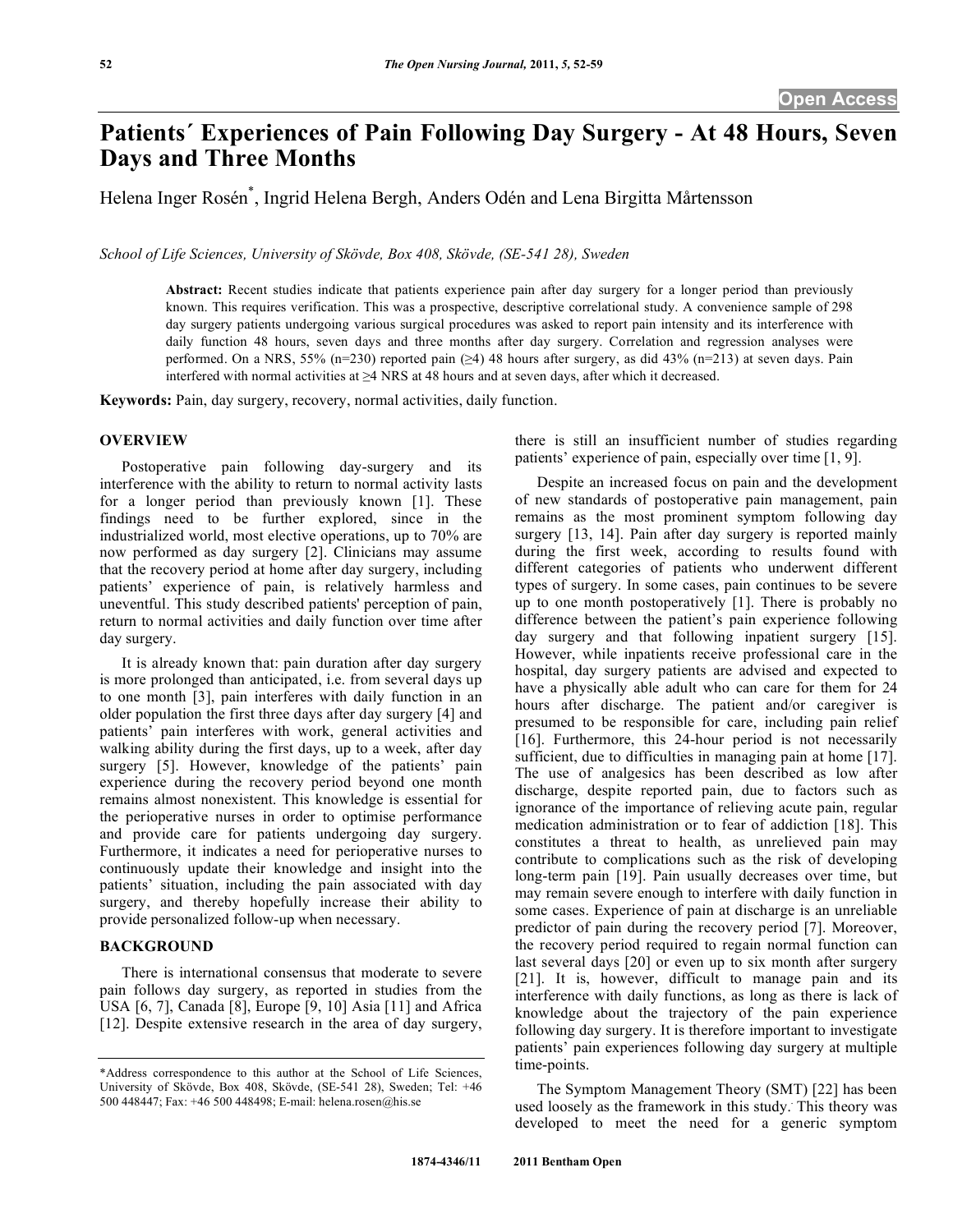# Patients´ Experiences of Pain Following Day Surgery - At 48 Hours, Seven Days and Three Months

Helena Inger Rosén*, Ingrid Helena Bergh, Anders Odén and Lena Birgitta Mårtensson

*School of Life Sciences, University of Skövde, Box 408, Skövde, (SE-541 28), Sweden*

**Abstract:** Recent studies indicate that patients experience pain after day surgery for a longer period than previously known. This requires verification. This was a prospective, descriptive correlational study. A convenience sample of 298 day surgery patients undergoing various surgical procedures was asked to report pain intensity and its interference with daily function 48 hours, seven days and three months after day surgery. Correlation and regression analyses were performed. On a NRS, 55% (n=230) reported pain (≥4) 48 hours after surgery, as did 43% (n=213) at seven days. Pain interfered with normal activities at ≥4 NRS at 48 hours and at seven days, after which it decreased.

**Keywords:** Pain, day surgery, recovery, normal activities, daily function.

## OVERVIEW

Postoperative pain following day-surgery and its interference with the ability to return to normal activity lasts for a longer period than previously known [1]. These findings need to be further explored, since in the industrialized world, most elective operations, up to 70% are now performed as day surgery [2]. Clinicians may assume that the recovery period at home after day surgery, including patients' experience of pain, is relatively harmless and uneventful. This study described patients' perception of pain, return to normal activities and daily function over time after day surgery.

It is already known that: pain duration after day surgery is more prolonged than anticipated, i.e. from several days up to one month [3], pain interferes with daily function in an older population the first three days after day surgery [4] and patients' pain interferes with work, general activities and walking ability during the first days, up to a week, after day surgery [5]. However, knowledge of the patients' pain experience during the recovery period beyond one month remains almost nonexistent. This knowledge is essential for the perioperative nurses in order to optimise performance and provide care for patients undergoing day surgery. Furthermore, it indicates a need for perioperative nurses to continuously update their knowledge and insight into the patients' situation, including the pain associated with day surgery, and thereby hopefully increase their ability to provide personalized follow-up when necessary.

## BACKGROUND

There is international consensus that moderate to severe pain follows day surgery, as reported in studies from the USA [6, 7], Canada [8], Europe [9, 10] Asia [11] and Africa [12]. Despite extensive research in the area of day surgery, there is still an insufficient number of studies regarding patients' experience of pain, especially over time [1, 9].

Despite an increased focus on pain and the development of new standards of postoperative pain management, pain remains as the most prominent symptom following day surgery [13, 14]. Pain after day surgery is reported mainly during the first week, according to results found with different categories of patients who underwent different types of surgery. In some cases, pain continues to be severe up to one month postoperatively [1]. There is probably no difference between the patient's pain experience following day surgery and that following inpatient surgery [15]. However, while inpatients receive professional care in the hospital, day surgery patients are advised and expected to have a physically able adult who can care for them for 24 hours after discharge. The patient and/or caregiver is presumed to be responsible for care, including pain relief [16]. Furthermore, this 24-hour period is not necessarily sufficient, due to difficulties in managing pain at home [17]. The use of analgesics has been described as low after discharge, despite reported pain, due to factors such as ignorance of the importance of relieving acute pain, regular medication administration or to fear of addiction [18]. This constitutes a threat to health, as unrelieved pain may contribute to complications such as the risk of developing long-term pain [19]. Pain usually decreases over time, but may remain severe enough to interfere with daily function in some cases. Experience of pain at discharge is an unreliable predictor of pain during the recovery period [7]. Moreover, the recovery period required to regain normal function can last several days [20] or even up to six month after surgery [21]. It is, however, difficult to manage pain and its interference with daily functions, as long as there is lack of knowledge about the trajectory of the pain experience following day surgery. It is therefore important to investigate patients' pain experiences following day surgery at multiple time-points.

The Symptom Management Theory (SMT) [22] has been used loosely as the framework in this study. This theory was developed to meet the need for a generic symptom

*Address correspondence to this author at the School of Life Sciences, University of Skövde, Box 408, Skövde, (SE-541 28), Sweden; Tel: +46 500 448447; Fax: +46 500 448498; E-mail: helena.rosen@his.se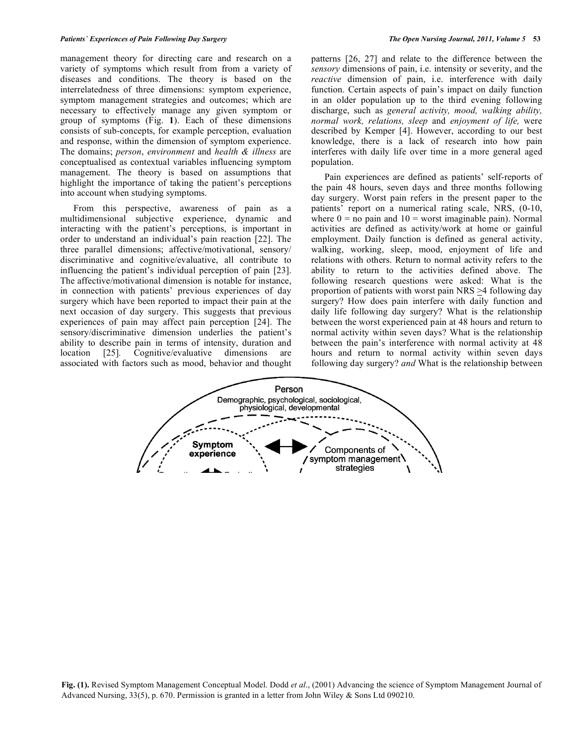management theory for directing care and research on a variety of symptoms which result from from a variety of diseases and conditions. The theory is based on the interrelatedness of three dimensions: symptom experience, symptom management strategies and outcomes; which are necessary to effectively manage any given symptom or group of symptoms (Fig. **1**). Each of these dimensions consists of sub-concepts, for example perception, evaluation and response, within the dimension of symptom experience. The domains; *person*, *environment* and *health & illness* are conceptualised as contextual variables influencing symptom management. The theory is based on assumptions that highlight the importance of taking the patient's perceptions into account when studying symptoms.

From this perspective, awareness of pain as a multidimensional subjective experience, dynamic and interacting with the patient's perceptions, is important in order to understand an individual's pain reaction [22]. The three parallel dimensions; affective/motivational, sensory/discriminative and cognitive/evaluative, all contribute to influencing the patient's individual perception of pain [23]. The affective/motivational dimension is notable for instance, in connection with patients' previous experiences of day surgery which have been reported to impact their pain at the next occasion of day surgery. This suggests that previous experiences of pain may affect pain perception [24]. The sensory/discriminative dimension underlies the patient's ability to describe pain in terms of intensity, duration and location [25]. Cognitive/evaluative dimensions are associated with factors such as mood, behavior and thought patterns [26, 27] and relate to the difference between the *sensory* dimensions of pain, i.e. intensity or severity, and the *reactive* dimension of pain, i.e. interference with daily function. Certain aspects of pain's impact on daily function in an older population up to the third evening following discharge, such as *general activity, mood, walking ability, normal work, relations, sleep* and *enjoyment of life,* were described by Kemper [4]. However, according to our best knowledge, there is a lack of research into how pain interferes with daily life over time in a more general aged population.

Pain experiences are defined as patients' self-reports of the pain 48 hours, seven days and three months following day surgery. Worst pain refers in the present paper to the patients' report on a numerical rating scale, NRS, (0-10, where 0 = no pain and 10 = worst imaginable pain). Normal activities are defined as activity/work at home or gainful employment. Daily function is defined as general activity, walking, working, sleep, mood, enjoyment of life and relations with others. Return to normal activity refers to the ability to return to the activities defined above. The following research questions were asked: What is the proportion of patients with worst pain NRS $\geq$4 following day surgery? How does pain interfere with daily function and daily life following day surgery? What is the relationship between the worst experienced pain at 48 hours and return to normal activity within seven days? What is the relationship between the pain's interference with normal activity at 48 hours and return to normal activity within seven days following day surgery? *and* What is the relationship between

**Fig. (1).** Revised Symptom Management Conceptual Model. Dodd *et al*., (2001) Advancing the science of Symptom Management Journal of Advanced Nursing, 33(5), p. 670. Permission is granted in a letter from John Wiley & Sons Ltd 090210.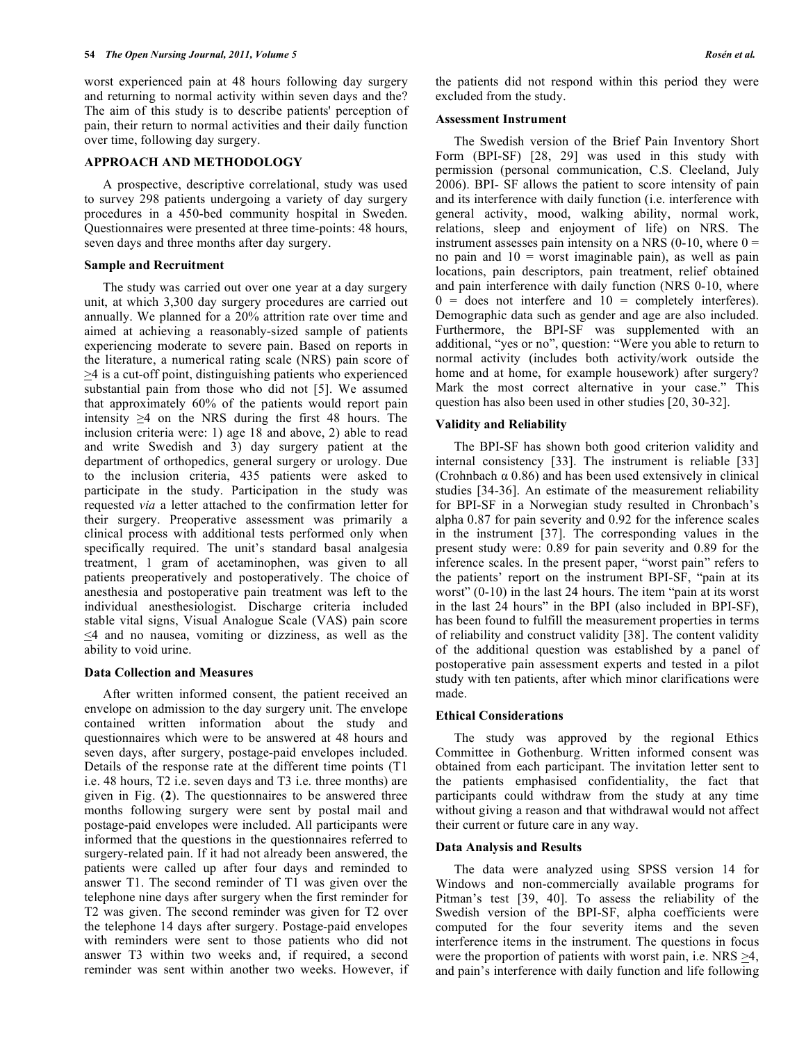worst experienced pain at 48 hours following day surgery and returning to normal activity within seven days and the? The aim of this study is to describe patients' perception of pain, their return to normal activities and their daily function over time, following day surgery.

## APPROACH AND METHODOLOGY

A prospective, descriptive correlational, study was used to survey 298 patients undergoing a variety of day surgery procedures in a 450-bed community hospital in Sweden. Questionnaires were presented at three time-points: 48 hours, seven days and three months after day surgery.

### Sample and Recruitment

The study was carried out over one year at a day surgery unit, at which 3,300 day surgery procedures are carried out annually. We planned for a 20% attrition rate over time and aimed at achieving a reasonably-sized sample of patients experiencing moderate to severe pain. Based on reports in the literature, a numerical rating scale (NRS) pain score of ≥4 is a cut-off point, distinguishing patients who experienced substantial pain from those who did not [5]. We assumed that approximately 60% of the patients would report pain intensity ≥4 on the NRS during the first 48 hours. The inclusion criteria were: 1) age 18 and above, 2) able to read and write Swedish and 3) day surgery patient at the department of orthopedics, general surgery or urology. Due to the inclusion criteria, 435 patients were asked to participate in the study. Participation in the study was requested *via* a letter attached to the confirmation letter for their surgery. Preoperative assessment was primarily a clinical process with additional tests performed only when specifically required. The unit's standard basal analgesia treatment, 1 gram of acetaminophen, was given to all patients preoperatively and postoperatively. The choice of anesthesia and postoperative pain treatment was left to the individual anesthesiologist. Discharge criteria included stable vital signs, Visual Analogue Scale (VAS) pain score ≤4 and no nausea, vomiting or dizziness, as well as the ability to void urine.

### Data Collection and Measures

After written informed consent, the patient received an envelope on admission to the day surgery unit. The envelope contained written information about the study and questionnaires which were to be answered at 48 hours and seven days, after surgery, postage-paid envelopes included. Details of the response rate at the different time points (T1 i.e. 48 hours, T2 i.e. seven days and T3 i.e. three months) are given in Fig. (**2**). The questionnaires to be answered three months following surgery were sent by postal mail and postage-paid envelopes were included. All participants were informed that the questions in the questionnaires referred to surgery-related pain. If it had not already been answered, the patients were called up after four days and reminded to answer T1. The second reminder of T1 was given over the telephone nine days after surgery when the first reminder for T2 was given. The second reminder was given for T2 over the telephone 14 days after surgery. Postage-paid envelopes with reminders were sent to those patients who did not answer T3 within two weeks and, if required, a second reminder was sent within another two weeks. However, if the patients did not respond within this period they were excluded from the study.

### Assessment Instrument

The Swedish version of the Brief Pain Inventory Short Form (BPI-SF) [28, 29] was used in this study with permission (personal communication, C.S. Cleeland, July 2006). BPI- SF allows the patient to score intensity of pain and its interference with daily function (i.e. interference with general activity, mood, walking ability, normal work, relations, sleep and enjoyment of life) on NRS. The instrument assesses pain intensity on a NRS (0-10, where 0 = no pain and 10 = worst imaginable pain), as well as pain locations, pain descriptors, pain treatment, relief obtained and pain interference with daily function (NRS 0-10, where 0 = does not interfere and 10 = completely interferes). Demographic data such as gender and age are also included. Furthermore, the BPI-SF was supplemented with an additional, "yes or no", question: "Were you able to return to normal activity (includes both activity/work outside the home and at home, for example housework) after surgery? Mark the most correct alternative in your case." This question has also been used in other studies [20, 30-32].

### Validity and Reliability

The BPI-SF has shown both good criterion validity and internal consistency [33]. The instrument is reliable [33] (Crohnbach α 0.86) and has been used extensively in clinical studies [34-36]. An estimate of the measurement reliability for BPI-SF in a Norwegian study resulted in Chronbach's alpha 0.87 for pain severity and 0.92 for the inference scales in the instrument [37]. The corresponding values in the present study were: 0.89 for pain severity and 0.89 for the inference scales. In the present paper, "worst pain" refers to the patients' report on the instrument BPI-SF, "pain at its worst" (0-10) in the last 24 hours. The item "pain at its worst in the last 24 hours" in the BPI (also included in BPI-SF), has been found to fulfill the measurement properties in terms of reliability and construct validity [38]. The content validity of the additional question was established by a panel of postoperative pain assessment experts and tested in a pilot study with ten patients, after which minor clarifications were made.

### Ethical Considerations

The study was approved by the regional Ethics Committee in Gothenburg. Written informed consent was obtained from each participant. The invitation letter sent to the patients emphasised confidentiality, the fact that participants could withdraw from the study at any time without giving a reason and that withdrawal would not affect their current or future care in any way.

### Data Analysis and Results

The data were analyzed using SPSS version 14 for Windows and non-commercially available programs for Pitman's test [39, 40]. To assess the reliability of the Swedish version of the BPI-SF, alpha coefficients were computed for the four severity items and the seven interference items in the instrument. The questions in focus were the proportion of patients with worst pain, i.e. NRS ≥4, and pain's interference with daily function and life following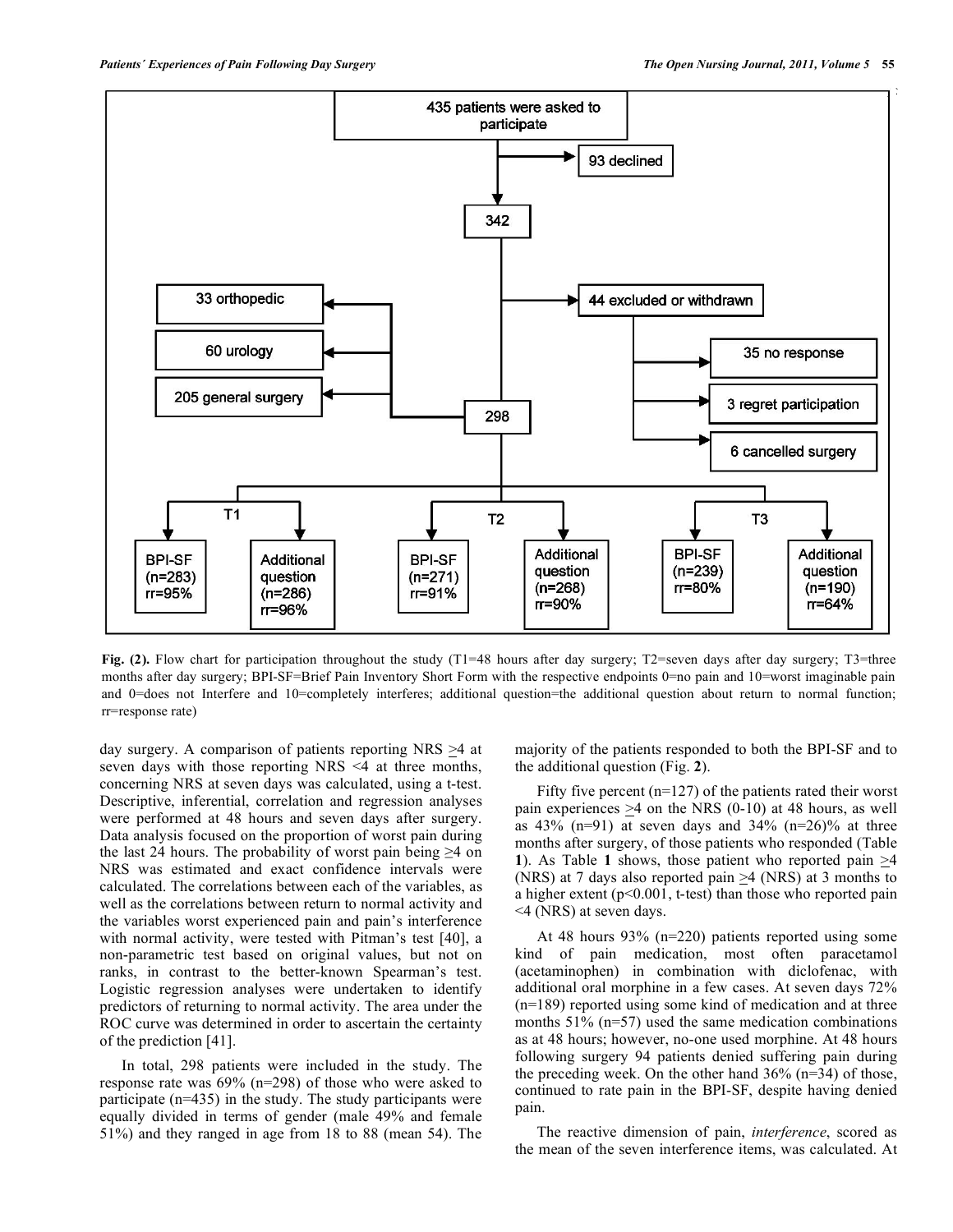435 patients were asked to participate

93 declined

342

44 excluded or withdrawn

- 35 no response
- 3 regret participation
- 6 cancelled surgery

298

- 33 orthopedic
- 60 urology
- 205 general surgery

T1: BPI-SF (n=283) rr=95%; Additional question (n=286) rr=96%

T2: BPI-SF (n=271) rr=91%; Additional question (n=268) rr=90%

T3: BPI-SF (n=239) rr=80%; Additional question (n=190) rr=64%

**Fig. (2).** Flow chart for participation throughout the study (T1=48 hours after day surgery; T2=seven days after day surgery; T3=three months after day surgery; BPI-SF=Brief Pain Inventory Short Form with the respective endpoints 0=no pain and 10=worst imaginable pain and 0=does not Interfere and 10=completely interferes; additional question=the additional question about return to normal function; rr=response rate)

day surgery. A comparison of patients reporting NRS ≥4 at seven days with those reporting NRS <4 at three months, concerning NRS at seven days was calculated, using a t-test. Descriptive, inferential, correlation and regression analyses were performed at 48 hours and seven days after surgery. Data analysis focused on the proportion of worst pain during the last 24 hours. The probability of worst pain being ≥4 on NRS was estimated and exact confidence intervals were calculated. The correlations between each of the variables, as well as the correlations between return to normal activity and the variables worst experienced pain and pain's interference with normal activity, were tested with Pitman's test [40], a non-parametric test based on original values, but not on ranks, in contrast to the better-known Spearman's test. Logistic regression analyses were undertaken to identify predictors of returning to normal activity. The area under the ROC curve was determined in order to ascertain the certainty of the prediction [41].

In total, 298 patients were included in the study. The response rate was 69% (n=298) of those who were asked to participate (n=435) in the study. The study participants were equally divided in terms of gender (male 49% and female 51%) and they ranged in age from 18 to 88 (mean 54). The majority of the patients responded to both the BPI-SF and to the additional question (Fig. **2**).

Fifty five percent (n=127) of the patients rated their worst pain experiences ≥4 on the NRS (0-10) at 48 hours, as well as 43% (n=91) at seven days and 34% (n=26)% at three months after surgery, of those patients who responded (Table **1**). As Table **1** shows, those patient who reported pain ≥4 (NRS) at 7 days also reported pain ≥4 (NRS) at 3 months to a higher extent ($p<0.001$, t-test) than those who reported pain <4 (NRS) at seven days.

At 48 hours 93% (n=220) patients reported using some kind of pain medication, most often paracetamol (acetaminophen) in combination with diclofenac, with additional oral morphine in a few cases. At seven days 72% (n=189) reported using some kind of medication and at three months 51% (n=57) used the same medication combinations as at 48 hours; however, no-one used morphine. At 48 hours following surgery 94 patients denied suffering pain during the preceding week. On the other hand 36% (n=34) of those, continued to rate pain in the BPI-SF, despite having denied pain.

The reactive dimension of pain, *interference*, scored as the mean of the seven interference items, was calculated. At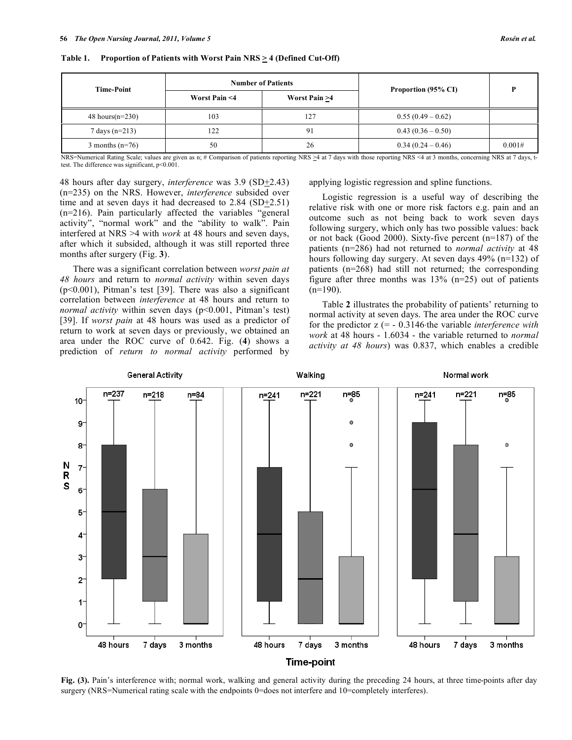**Table 1. Proportion of Patients with Worst Pain NRS > 4 (Defined Cut-Off)**

| Time-Point | Number of Patients | | Proportion (95% CI) | P |
|---|---|---|---|---|
| | Worst Pain <4 | Worst Pain >4 | | |
| 48 hours(n=230) | 103 | 127 | 0.55 (0.49 – 0.62) | |
| 7 days (n=213) | 122 | 91 | 0.43 (0.36 – 0.50) | |
| 3 months (n=76) | 50 | 26 | 0.34 (0.24 – 0.46) | 0.001# |

NRS=Numerical Rating Scale; values are given as n; # Comparison of patients reporting NRS >4 at 7 days with those reporting NRS <4 at 3 months, concerning NRS at 7 days, t-test. The difference was significant, p<0.001.

48 hours after day surgery, *interference* was 3.9 (SD+2.43) (n=235) on the NRS. However, *interference* subsided over time and at seven days it had decreased to 2.84 (SD+2.51) (n=216). Pain particularly affected the variables "general activity", "normal work" and the "ability to walk". Pain interfered at NRS >4 with *work* at 48 hours and seven days, after which it subsided, although it was still reported three months after surgery (Fig. **3**).

There was a significant correlation between *worst pain at 48 hours* and return to *normal activity* within seven days (p<0.001), Pitman's test [39]. There was also a significant correlation between *interference* at 48 hours and return to *normal activity* within seven days (p<0.001, Pitman's test) [39]. If *worst pain* at 48 hours was used as a predictor of return to work at seven days or previously, we obtained an area under the ROC curve of 0.642. Fig. (**4**) shows a prediction of *return to normal activity* performed by applying logistic regression and spline functions.

Logistic regression is a useful way of describing the relative risk with one or more risk factors e.g. pain and an outcome such as not being back to work seven days following surgery, which only has two possible values: back or not back (Good 2000). Sixty-five percent (n=187) of the patients (n=286) had not returned to *normal activity* at 48 hours following day surgery. At seven days 49% (n=132) of patients (n=268) had still not returned; the corresponding figure after three months was 13% (n=25) out of patients (n=190).

Table **2** illustrates the probability of patients' returning to normal activity at seven days. The area under the ROC curve for the predictor z (= - 0.3146·the variable *interference with work* at 48 hours - 1.6034 - the variable returned to *normal activity at 48 hours*) was 0.837, which enables a credible

**Fig. (3).** Pain's interference with; normal work, walking and general activity during the preceding 24 hours, at three time-points after day surgery (NRS=Numerical rating scale with the endpoints 0=does not interfere and 10=completely interferes).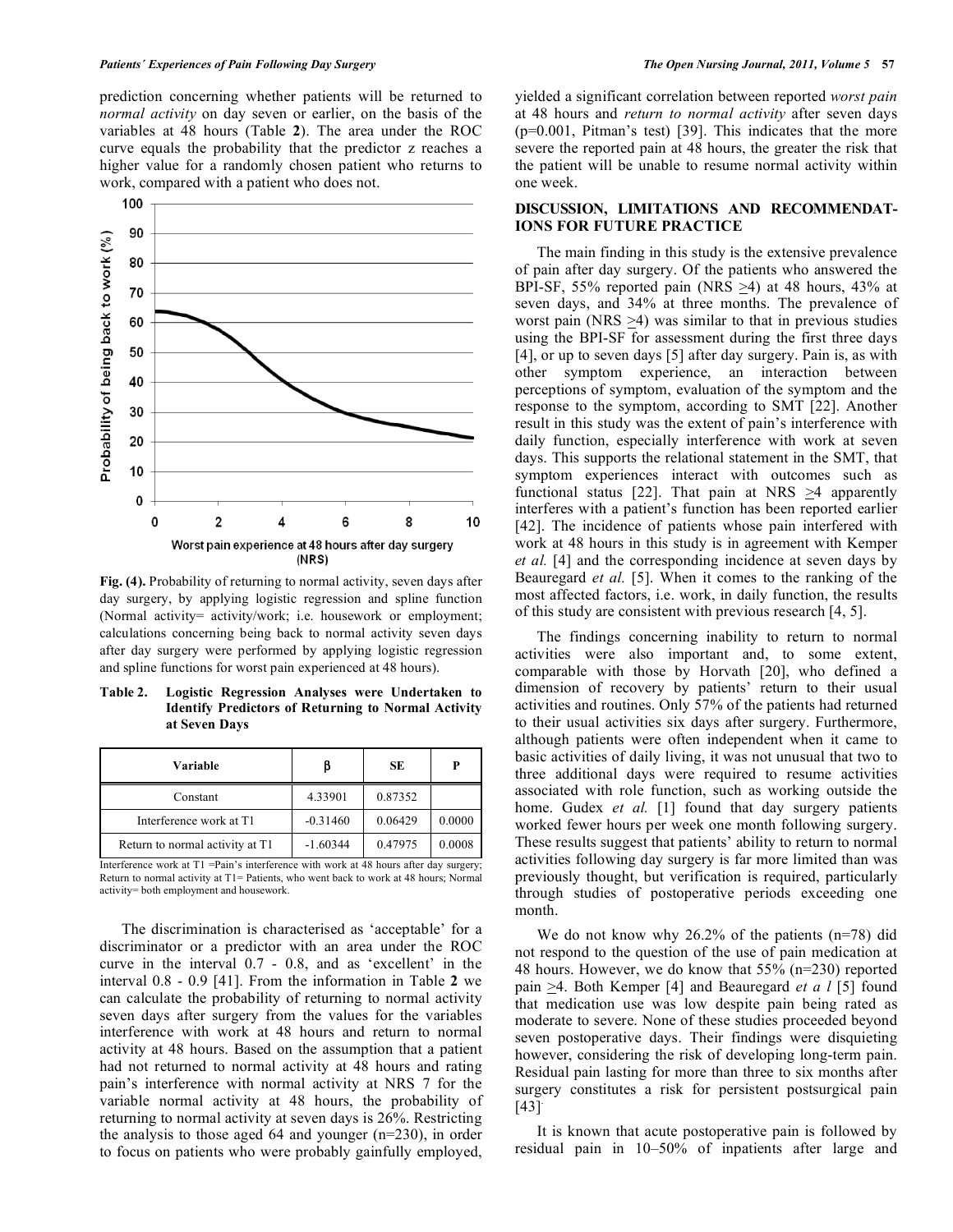prediction concerning whether patients will be returned to *normal activity* on day seven or earlier, on the basis of the variables at 48 hours (Table **2**). The area under the ROC curve equals the probability that the predictor z reaches a higher value for a randomly chosen patient who returns to work, compared with a patient who does not.

**Fig. (4).** Probability of returning to normal activity, seven days after day surgery, by applying logistic regression and spline function (Normal activity= activity/work; i.e. housework or employment; calculations concerning being back to normal activity seven days after day surgery were performed by applying logistic regression and spline functions for worst pain experienced at 48 hours).

**Table 2. Logistic Regression Analyses were Undertaken to Identify Predictors of Returning to Normal Activity at Seven Days**

| Variable | β | SE | P |
|---|---|---|---|
| Constant | 4.33901 | 0.87352 | |
| Interference work at T1 | -0.31460 | 0.06429 | 0.0000 |
| Return to normal activity at T1 | -1.60344 | 0.47975 | 0.0008 |

Interference work at T1 =Pain's interference with work at 48 hours after day surgery; Return to normal activity at T1= Patients, who went back to work at 48 hours; Normal activity= both employment and housework.

The discrimination is characterised as 'acceptable' for a discriminator or a predictor with an area under the ROC curve in the interval 0.7 - 0.8, and as 'excellent' in the interval 0.8 - 0.9 [41]. From the information in Table **2** we can calculate the probability of returning to normal activity seven days after surgery from the values for the variables interference with work at 48 hours and return to normal activity at 48 hours. Based on the assumption that a patient had not returned to normal activity at 48 hours and rating pain's interference with normal activity at NRS 7 for the variable normal activity at 48 hours, the probability of returning to normal activity at seven days is 26%. Restricting the analysis to those aged 64 and younger (n=230), in order to focus on patients who were probably gainfully employed, yielded a significant correlation between reported *worst pain* at 48 hours and *return to normal activity* after seven days (p=0.001, Pitman's test) [39]. This indicates that the more severe the reported pain at 48 hours, the greater the risk that the patient will be unable to resume normal activity within one week.

## DISCUSSION, LIMITATIONS AND RECOMMENDATIONS FOR FUTURE PRACTICE

The main finding in this study is the extensive prevalence of pain after day surgery. Of the patients who answered the BPI-SF, 55% reported pain (NRS ≥4) at 48 hours, 43% at seven days, and 34% at three months. The prevalence of worst pain (NRS ≥4) was similar to that in previous studies using the BPI-SF for assessment during the first three days [4], or up to seven days [5] after day surgery. Pain is, as with other symptom experience, an interaction between perceptions of symptom, evaluation of the symptom and the response to the symptom, according to SMT [22]. Another result in this study was the extent of pain's interference with daily function, especially interference with work at seven days. This supports the relational statement in the SMT, that symptom experiences interact with outcomes such as functional status [22]. That pain at NRS ≥4 apparently interferes with a patient's function has been reported earlier [42]. The incidence of patients whose pain interfered with work at 48 hours in this study is in agreement with Kemper *et al.* [4] and the corresponding incidence at seven days by Beauregard *et al.* [5]. When it comes to the ranking of the most affected factors, i.e. work, in daily function, the results of this study are consistent with previous research [4, 5].

The findings concerning inability to return to normal activities were also important and, to some extent, comparable with those by Horvath [20], who defined a dimension of recovery by patients' return to their usual activities and routines. Only 57% of the patients had returned to their usual activities six days after surgery. Furthermore, although patients were often independent when it came to basic activities of daily living, it was not unusual that two to three additional days were required to resume activities associated with role function, such as working outside the home. Gudex *et al.* [1] found that day surgery patients worked fewer hours per week one month following surgery. These results suggest that patients' ability to return to normal activities following day surgery is far more limited than was previously thought, but verification is required, particularly through studies of postoperative periods exceeding one month.

We do not know why 26.2% of the patients (n=78) did not respond to the question of the use of pain medication at 48 hours. However, we do know that 55% (n=230) reported pain ≥4. Both Kemper [4] and Beauregard *et a l* [5] found that medication use was low despite pain being rated as moderate to severe. None of these studies proceeded beyond seven postoperative days. Their findings were disquieting however, considering the risk of developing long-term pain. Residual pain lasting for more than three to six months after surgery constitutes a risk for persistent postsurgical pain [43].

It is known that acute postoperative pain is followed by residual pain in 10–50% of inpatients after large and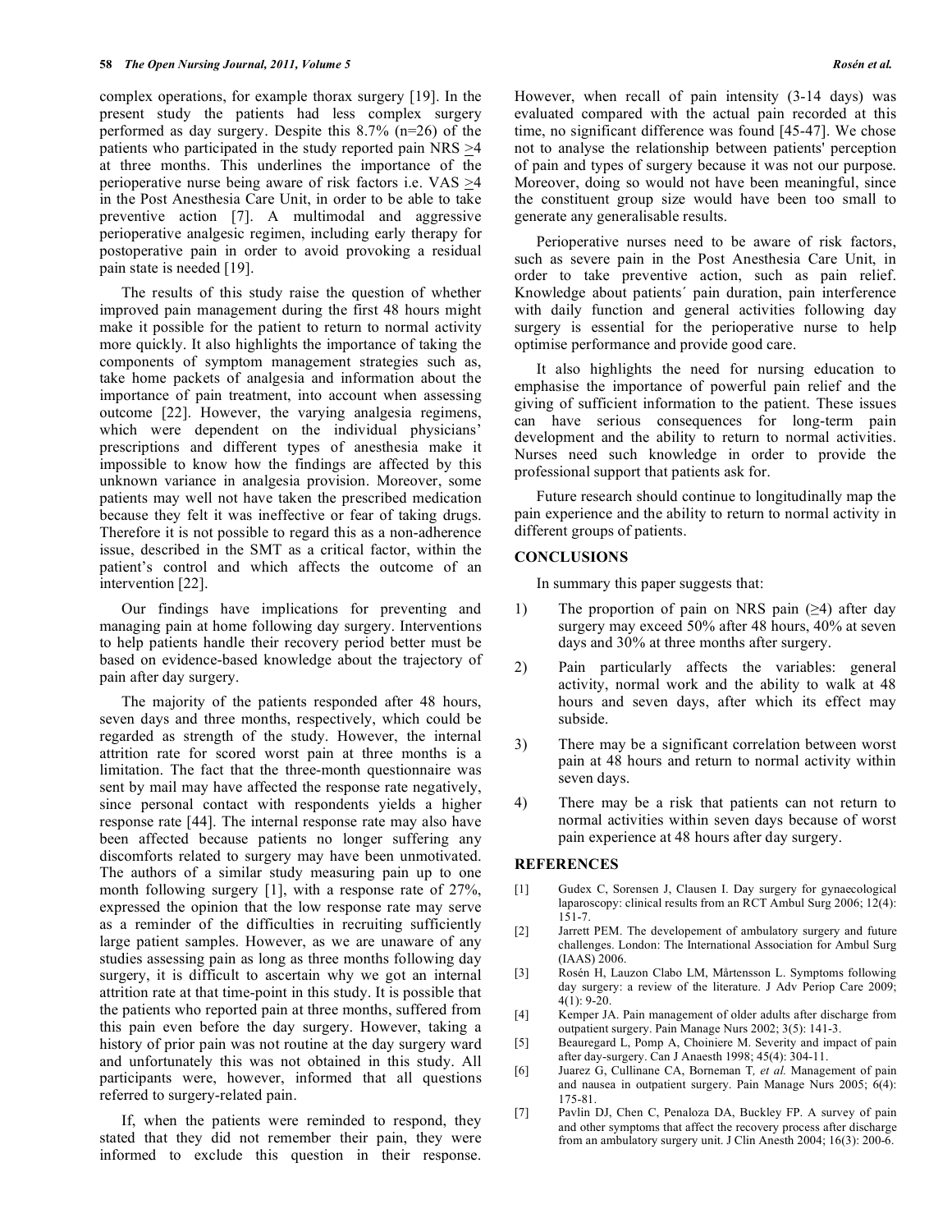complex operations, for example thorax surgery [19]. In the present study the patients had less complex surgery performed as day surgery. Despite this 8.7% (n=26) of the patients who participated in the study reported pain NRS $\geq$4 at three months. This underlines the importance of the perioperative nurse being aware of risk factors i.e. VAS $\geq$4 in the Post Anesthesia Care Unit, in order to be able to take preventive action [7]. A multimodal and aggressive perioperative analgesic regimen, including early therapy for postoperative pain in order to avoid provoking a residual pain state is needed [19].

The results of this study raise the question of whether improved pain management during the first 48 hours might make it possible for the patient to return to normal activity more quickly. It also highlights the importance of taking the components of symptom management strategies such as, take home packets of analgesia and information about the importance of pain treatment, into account when assessing outcome [22]. However, the varying analgesia regimens, which were dependent on the individual physicians' prescriptions and different types of anesthesia make it impossible to know how the findings are affected by this unknown variance in analgesia provision. Moreover, some patients may well not have taken the prescribed medication because they felt it was ineffective or fear of taking drugs. Therefore it is not possible to regard this as a non-adherence issue, described in the SMT as a critical factor, within the patient's control and which affects the outcome of an intervention [22].

Our findings have implications for preventing and managing pain at home following day surgery. Interventions to help patients handle their recovery period better must be based on evidence-based knowledge about the trajectory of pain after day surgery.

The majority of the patients responded after 48 hours, seven days and three months, respectively, which could be regarded as strength of the study. However, the internal attrition rate for scored worst pain at three months is a limitation. The fact that the three-month questionnaire was sent by mail may have affected the response rate negatively, since personal contact with respondents yields a higher response rate [44]. The internal response rate may also have been affected because patients no longer suffering any discomforts related to surgery may have been unmotivated. The authors of a similar study measuring pain up to one month following surgery [1], with a response rate of 27%, expressed the opinion that the low response rate may serve as a reminder of the difficulties in recruiting sufficiently large patient samples. However, as we are unaware of any studies assessing pain as long as three months following day surgery, it is difficult to ascertain why we got an internal attrition rate at that time-point in this study. It is possible that the patients who reported pain at three months, suffered from this pain even before the day surgery. However, taking a history of prior pain was not routine at the day surgery ward and unfortunately this was not obtained in this study. All participants were, however, informed that all questions referred to surgery-related pain.

If, when the patients were reminded to respond, they stated that they did not remember their pain, they were informed to exclude this question in their response. However, when recall of pain intensity (3-14 days) was evaluated compared with the actual pain recorded at this time, no significant difference was found [45-47]. We chose not to analyse the relationship between patients' perception of pain and types of surgery because it was not our purpose. Moreover, doing so would not have been meaningful, since the constituent group size would have been too small to generate any generalisable results.

Perioperative nurses need to be aware of risk factors, such as severe pain in the Post Anesthesia Care Unit, in order to take preventive action, such as pain relief. Knowledge about patients´ pain duration, pain interference with daily function and general activities following day surgery is essential for the perioperative nurse to help optimise performance and provide good care.

It also highlights the need for nursing education to emphasise the importance of powerful pain relief and the giving of sufficient information to the patient. These issues can have serious consequences for long-term pain development and the ability to return to normal activities. Nurses need such knowledge in order to provide the professional support that patients ask for.

Future research should continue to longitudinally map the pain experience and the ability to return to normal activity in different groups of patients.

## CONCLUSIONS

In summary this paper suggests that:

1) The proportion of pain on NRS pain ($\geq$4) after day surgery may exceed 50% after 48 hours, 40% at seven days and 30% at three months after surgery.
2) Pain particularly affects the variables: general activity, normal work and the ability to walk at 48 hours and seven days, after which its effect may subside.
3) There may be a significant correlation between worst pain at 48 hours and return to normal activity within seven days.
4) There may be a risk that patients can not return to normal activities within seven days because of worst pain experience at 48 hours after day surgery.

## REFERENCES

[1] Gudex C, Sorensen J, Clausen I. Day surgery for gynaecological laparoscopy: clinical results from an RCT Ambul Surg 2006; 12(4): 151-7.

[2] Jarrett PEM. The developement of ambulatory surgery and future challenges. London: The International Association for Ambul Surg (IAAS) 2006.

[3] Rosén H, Lauzon Clabo LM, Mårtensson L. Symptoms following day surgery: a review of the literature. J Adv Periop Care 2009; 4(1): 9-20.

[4] Kemper JA. Pain management of older adults after discharge from outpatient surgery. Pain Manage Nurs 2002; 3(5): 141-3.

[5] Beauregard L, Pomp A, Choiniere M. Severity and impact of pain after day-surgery. Can J Anaesth 1998; 45(4): 304-11.

[6] Juarez G, Cullinane CA, Borneman T, *et al.* Management of pain and nausea in outpatient surgery. Pain Manage Nurs 2005; 6(4): 175-81.

[7] Pavlin DJ, Chen C, Penaloza DA, Buckley FP. A survey of pain and other symptoms that affect the recovery process after discharge from an ambulatory surgery unit. J Clin Anesth 2004; 16(3): 200-6.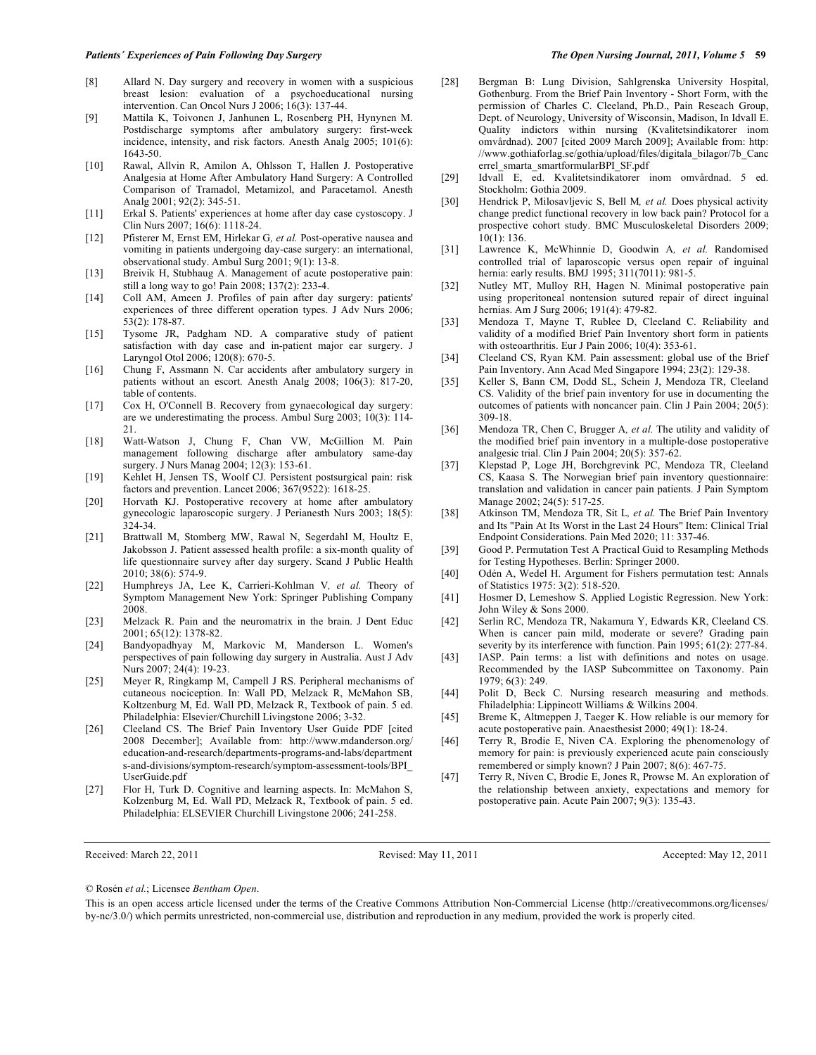[8] Allard N. Day surgery and recovery in women with a suspicious breast lesion: evaluation of a psychoeducational nursing intervention. Can Oncol Nurs J 2006; 16(3): 137-44.

[9] Mattila K, Toivonen J, Janhunen L, Rosenberg PH, Hynynen M. Postdischarge symptoms after ambulatory surgery: first-week incidence, intensity, and risk factors. Anesth Analg 2005; 101(6): 1643-50.

[10] Rawal, Allvin R, Amilon A, Ohlsson T, Hallen J. Postoperative Analgesia at Home After Ambulatory Hand Surgery: A Controlled Comparison of Tramadol, Metamizol, and Paracetamol. Anesth Analg 2001; 92(2): 345-51.

[11] Erkal S. Patients' experiences at home after day case cystoscopy. J Clin Nurs 2007; 16(6): 1118-24.

[12] Pfisterer M, Ernst EM, Hirlekar G*, et al.* Post-operative nausea and vomiting in patients undergoing day-case surgery: an international, observational study. Ambul Surg 2001; 9(1): 13-8.

[13] Breivik H, Stubhaug A. Management of acute postoperative pain: still a long way to go! Pain 2008; 137(2): 233-4.

[14] Coll AM, Ameen J. Profiles of pain after day surgery: patients' experiences of three different operation types. J Adv Nurs 2006; 53(2): 178-87.

[15] Tysome JR, Padgham ND. A comparative study of patient satisfaction with day case and in-patient major ear surgery. J Laryngol Otol 2006; 120(8): 670-5.

[16] Chung F, Assmann N. Car accidents after ambulatory surgery in patients without an escort. Anesth Analg 2008; 106(3): 817-20, table of contents.

[17] Cox H, O'Connell B. Recovery from gynaecological day surgery: are we underestimating the process. Ambul Surg 2003; 10(3): 114-21.

[18] Watt-Watson J, Chung F, Chan VW, McGillion M. Pain management following discharge after ambulatory same-day surgery. J Nurs Manag 2004; 12(3): 153-61.

[19] Kehlet H, Jensen TS, Woolf CJ. Persistent postsurgical pain: risk factors and prevention. Lancet 2006; 367(9522): 1618-25.

[20] Horvath KJ. Postoperative recovery at home after ambulatory gynecologic laparoscopic surgery. J Perianesth Nurs 2003; 18(5): 324-34.

[21] Brattwall M, Stomberg MW, Rawal N, Segerdahl M, Houltz E, Jakobsson J. Patient assessed health profile: a six-month quality of life questionnaire survey after day surgery. Scand J Public Health 2010; 38(6): 574-9.

[22] Humphreys JA, Lee K, Carrieri-Kohlman V*, et al.* Theory of Symptom Management New York: Springer Publishing Company 2008.

[23] Melzack R. Pain and the neuromatrix in the brain. J Dent Educ 2001; 65(12): 1378-82.

[24] Bandyopadhyay M, Markovic M, Manderson L. Women's perspectives of pain following day surgery in Australia. Aust J Adv Nurs 2007; 24(4): 19-23.

[25] Meyer R, Ringkamp M, Campell J RS. Peripheral mechanisms of cutaneous nociception. In: Wall PD, Melzack R, McMahon SB, Koltzenburg M, Ed. Wall PD, Melzack R, Textbook of pain. 5 ed. Philadelphia: Elsevier/Churchill Livingstone 2006; 3-32.

[26] Cleeland CS. The Brief Pain Inventory User Guide PDF [cited 2008 December]; Available from: http://www.mdanderson.org/education-and-research/departments-programs-and-labs/departments-and-divisions/symptom-research/symptom-assessment-tools/BPI_UserGuide.pdf

[27] Flor H, Turk D. Cognitive and learning aspects. In: McMahon S, Kolzenburg M, Ed. Wall PD, Melzack R, Textbook of pain. 5 ed. Philadelphia: ELSEVIER Churchill Livingstone 2006; 241-258.

[28] Bergman B: Lung Division, Sahlgrenska University Hospital, Gothenburg. From the Brief Pain Inventory - Short Form, with the permission of Charles C. Cleeland, Ph.D., Pain Reseach Group, Dept. of Neurology, University of Wisconsin, Madison, In Idvall E. Quality indictors within nursing (Kvalitetsindikatorer inom omvårdnad). 2007 [cited 2009 March 2009]; Available from: http://www.gothiaforlag.se/gothia/upload/files/digitala_bilagor/7b_Cancerrel_smarta_smartformularBPI_SF.pdf

[29] Idvall E, ed. Kvalitetsindikatorer inom omvårdnad. 5 ed. Stockholm: Gothia 2009.

[30] Hendrick P, Milosavljevic S, Bell M*, et al.* Does physical activity change predict functional recovery in low back pain? Protocol for a prospective cohort study. BMC Musculoskeletal Disorders 2009; 10(1): 136.

[31] Lawrence K, McWhinnie D, Goodwin A*, et al.* Randomised controlled trial of laparoscopic versus open repair of inguinal hernia: early results. BMJ 1995; 311(7011): 981-5.

[32] Nutley MT, Mulloy RH, Hagen N. Minimal postoperative pain using properitoneal nontension sutured repair of direct inguinal hernias. Am J Surg 2006; 191(4): 479-82.

[33] Mendoza T, Mayne T, Rublee D, Cleeland C. Reliability and validity of a modified Brief Pain Inventory short form in patients with osteoarthritis. Eur J Pain 2006; 10(4): 353-61.

[34] Cleeland CS, Ryan KM. Pain assessment: global use of the Brief Pain Inventory. Ann Acad Med Singapore 1994; 23(2): 129-38.

[35] Keller S, Bann CM, Dodd SL, Schein J, Mendoza TR, Cleeland CS. Validity of the brief pain inventory for use in documenting the outcomes of patients with noncancer pain. Clin J Pain 2004; 20(5): 309-18.

[36] Mendoza TR, Chen C, Brugger A*, et al.* The utility and validity of the modified brief pain inventory in a multiple-dose postoperative analgesic trial. Clin J Pain 2004; 20(5): 357-62.

[37] Klepstad P, Loge JH, Borchgrevink PC, Mendoza TR, Cleeland CS, Kaasa S. The Norwegian brief pain inventory questionnaire: translation and validation in cancer pain patients. J Pain Symptom Manage 2002; 24(5): 517-25.

[38] Atkinson TM, Mendoza TR, Sit L*, et al.* The Brief Pain Inventory and Its "Pain At Its Worst in the Last 24 Hours" Item: Clinical Trial Endpoint Considerations. Pain Med 2020; 11: 337-46.

[39] Good P. Permutation Test A Practical Guid to Resampling Methods for Testing Hypotheses. Berlin: Springer 2000.

[40] Odén A, Wedel H. Argument for Fishers permutation test: Annals of Statistics 1975: 3(2): 518-520.

[41] Hosmer D, Lemeshow S. Applied Logistic Regression. New York: John Wiley & Sons 2000.

[42] Serlin RC, Mendoza TR, Nakamura Y, Edwards KR, Cleeland CS. When is cancer pain mild, moderate or severe? Grading pain severity by its interference with function. Pain 1995; 61(2): 277-84.

[43] IASP. Pain terms: a list with definitions and notes on usage. Recommended by the IASP Subcommittee on Taxonomy. Pain 1979; 6(3): 249.

[44] Polit D, Beck C. Nursing research measuring and methods. Fhiladelphia: Lippincott Williams & Wilkins 2004.

[45] Breme K, Altmeppen J, Taeger K. How reliable is our memory for acute postoperative pain. Anaesthesist 2000; 49(1): 18-24.

[46] Terry R, Brodie E, Niven CA. Exploring the phenomenology of memory for pain: is previously experienced acute pain consciously remembered or simply known? J Pain 2007; 8(6): 467-75.

[47] Terry R, Niven C, Brodie E, Jones R, Prowse M. An exploration of the relationship between anxiety, expectations and memory for postoperative pain. Acute Pain 2007; 9(3): 135-43.

Received: March 22, 2011 Revised: May 11, 2011 Accepted: May 12, 2011

© Rosén *et al.*; Licensee *Bentham Open*.

This is an open access article licensed under the terms of the Creative Commons Attribution Non-Commercial License (http://creativecommons.org/licenses/by-nc/3.0/) which permits unrestricted, non-commercial use, distribution and reproduction in any medium, provided the work is properly cited.